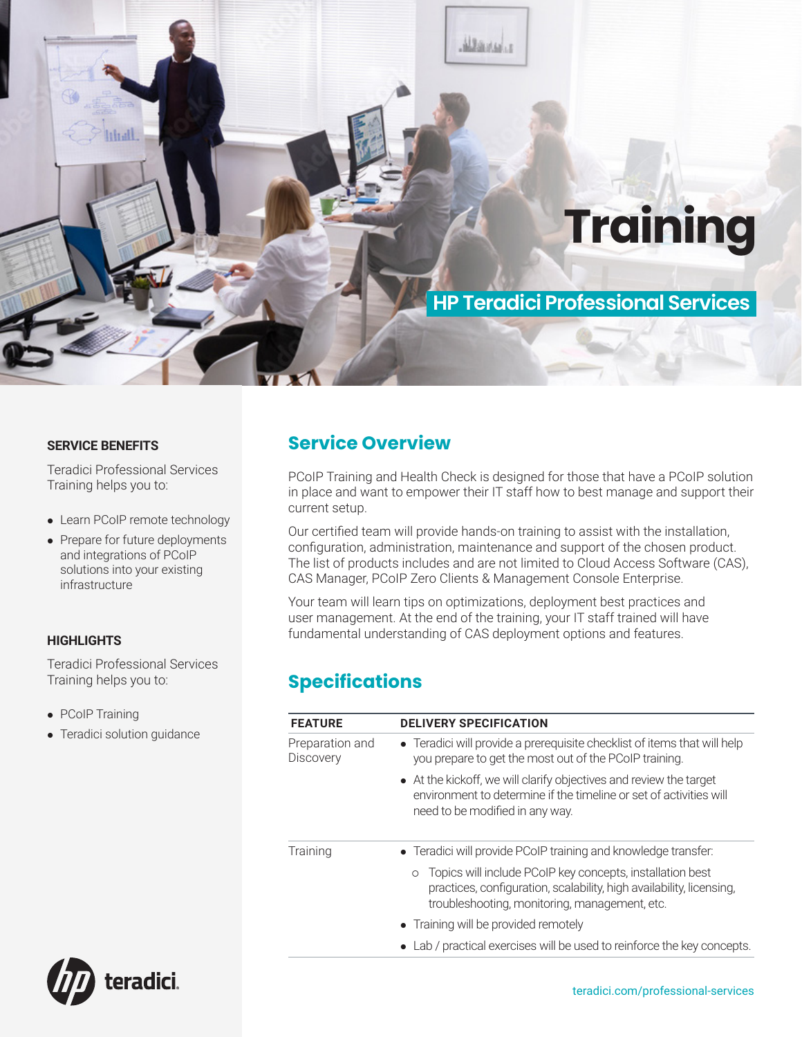# Training

## HP Teradici Professional Services

**SERVICE BENEFITS**

Teradici Professional Services Training helps you to:

- Learn PCoIP remote technology
- Prepare for future deployments and integrations of PCoIP solutions into your existing infrastructure

**HIGHLIGHTS**

Teradici Professional Services Training helps you to:

- PCoIP Training
- Teradici solution guidance

## Service Overview

PCoIP Training and Health Check is designed for those that have a PCoIP solution in place and want to empower their IT staff how to best manage and support their current setup.

Our certified team will provide hands-on training to assist with the installation, configuration, administration, maintenance and support of the chosen product. The list of products includes and are not limited to Cloud Access Software (CAS), CAS Manager, PCoIP Zero Clients & Management Console Enterprise.

Your team will learn tips on optimizations, deployment best practices and user management. At the end of the training, your IT staff trained will have fundamental understanding of CAS deployment options and features.

## Specifications

| FEATURE | DELIVERY SPECIFICATION |
| --- | --- |
| Preparation and Discovery | • Teradici will provide a prerequisite checklist of items that will help you prepare to get the most out of the PCoIP training.<br>• At the kickoff, we will clarify objectives and review the target environment to determine if the timeline or set of activities will need to be modified in any way. |
| Training | • Teradici will provide PCoIP training and knowledge transfer:<br>○ Topics will include PCoIP key concepts, installation best practices, configuration, scalability, high availability, licensing, troubleshooting, monitoring, management, etc.<br>• Training will be provided remotely<br>• Lab / practical exercises will be used to reinforce the key concepts. |

teradici.com/professional-services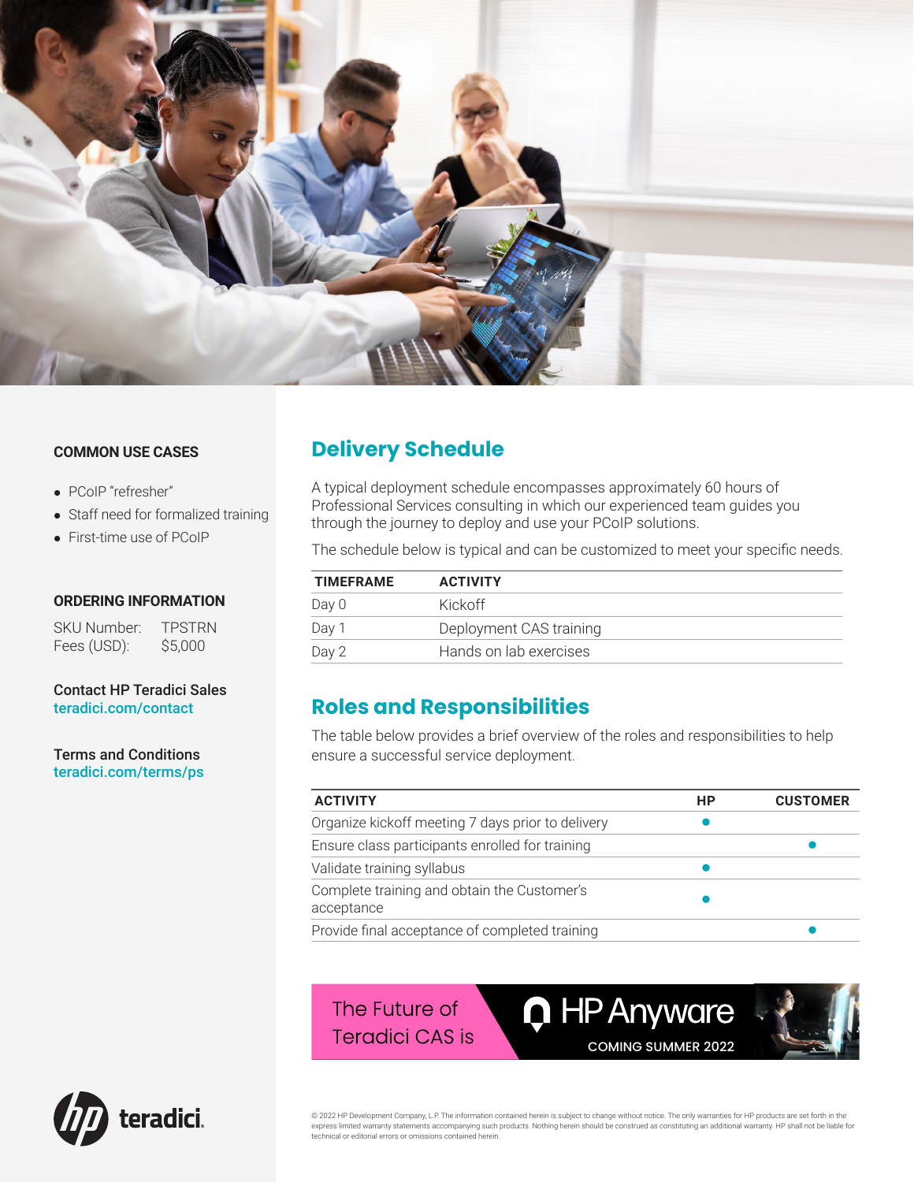### COMMON USE CASES

- PCoIP "refresher"
- Staff need for formalized training
- First-time use of PCoIP

### ORDERING INFORMATION

SKU Number: TPSTRN
Fees (USD): $5,000

**Contact HP Teradici Sales**
teradici.com/contact

**Terms and Conditions**
teradici.com/terms/ps

## Delivery Schedule

A typical deployment schedule encompasses approximately 60 hours of Professional Services consulting in which our experienced team guides you through the journey to deploy and use your PCoIP solutions.

The schedule below is typical and can be customized to meet your specific needs.

| TIMEFRAME | ACTIVITY |
|---|---|
| Day 0 | Kickoff |
| Day 1 | Deployment CAS training |
| Day 2 | Hands on lab exercises |

## Roles and Responsibilities

The table below provides a brief overview of the roles and responsibilities to help ensure a successful service deployment.

| ACTIVITY | HP | CUSTOMER |
|---|---|---|
| Organize kickoff meeting 7 days prior to delivery | ● | |
| Ensure class participants enrolled for training | | ● |
| Validate training syllabus | ● | |
| Complete training and obtain the Customer's acceptance | ● | |
| Provide final acceptance of completed training | | ● |

The Future of Teradici CAS is HP Anyware
COMING SUMMER 2022

© 2022 HP Development Company, L.P. The information contained herein is subject to change without notice. The only warranties for HP products are set forth in the express limited warranty statements accompanying such products. Nothing herein should be construed as constituting an additional warranty. HP shall not be liable for technical or editorial errors or omissions contained herein.